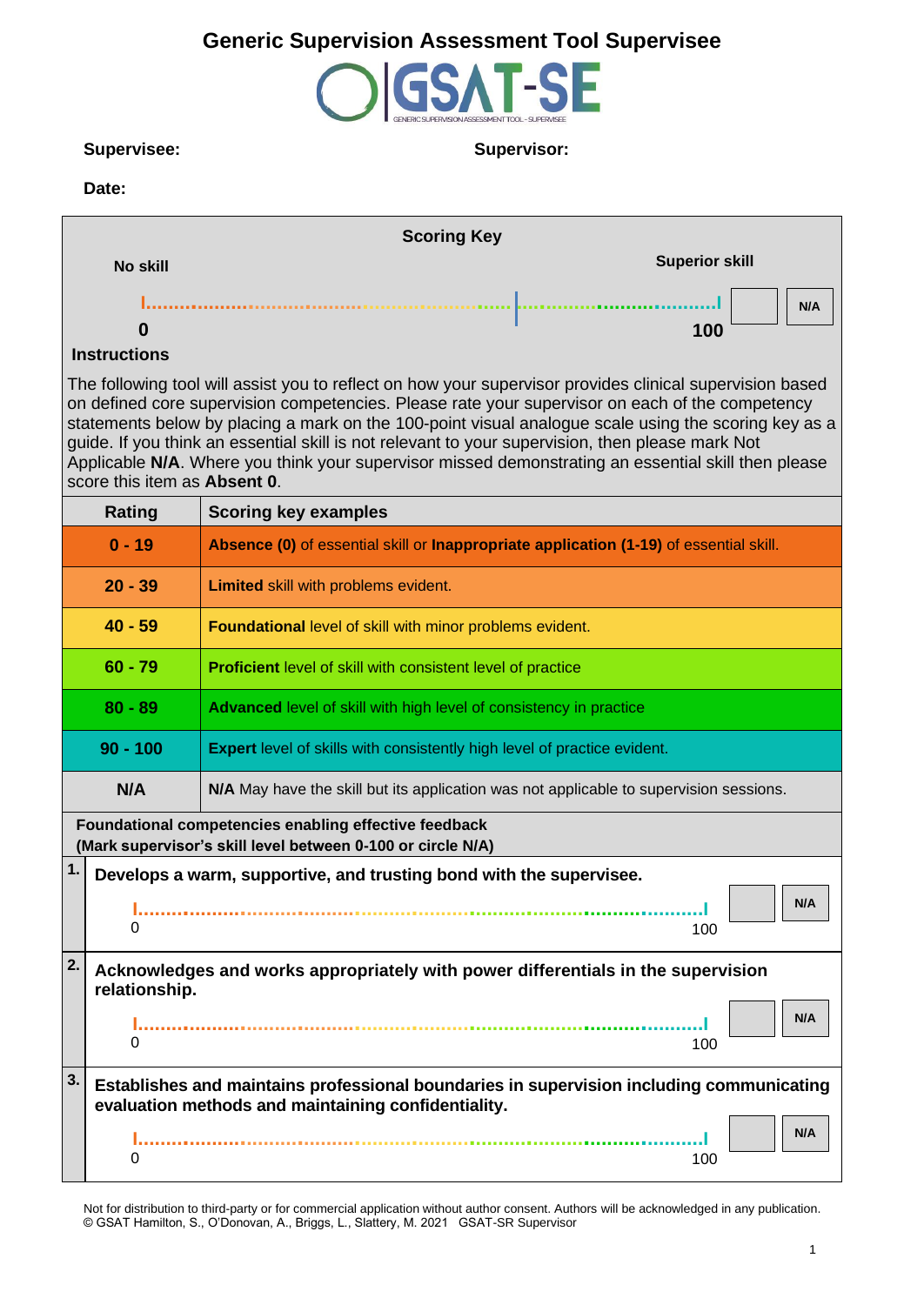# Generic Supervision Assessment Tool Supervisee

GSAT-SE

GENERIC SUPERVISION ASSESSMENT TOOL - SUPERVISEE

**Supervisee:** **Supervisor:**

**Date:**

**Scoring Key**

**No skill** ............................................................ **Superior skill** | **N/A**

**0** **100**

**Instructions**

The following tool will assist you to reflect on how your supervisor provides clinical supervision based on defined core supervision competencies. Please rate your supervisor on each of the competency statements below by placing a mark on the 100-point visual analogue scale using the scoring key as a guide. If you think an essential skill is not relevant to your supervision, then please mark Not Applicable **N/A**. Where you think your supervisor missed demonstrating an essential skill then please score this item as **Absent 0**.

| Rating | Scoring key examples |
|---|---|
| 0 - 19 | **Absence (0)** of essential skill or **Inappropriate application (1-19)** of essential skill. |
| 20 - 39 | **Limited** skill with problems evident. |
| 40 - 59 | **Foundational** level of skill with minor problems evident. |
| 60 - 79 | **Proficient** level of skill with consistent level of practice |
| 80 - 89 | **Advanced** level of skill with high level of consistency in practice |
| 90 - 100 | **Expert** level of skills with consistently high level of practice evident. |
| N/A | **N/A** May have the skill but its application was not applicable to supervision sessions. |

**Foundational competencies enabling effective feedback**
**(Mark supervisor's skill level between 0-100 or circle N/A)**

**1.** **Develops a warm, supportive, and trusting bond with the supervisee.**

0 ............................................................ 100 | N/A

**2.** **Acknowledges and works appropriately with power differentials in the supervision relationship.**

0 ............................................................ 100 | N/A

**3.** **Establishes and maintains professional boundaries in supervision including communicating evaluation methods and maintaining confidentiality.**

0 ............................................................ 100 | N/A

Not for distribution to third-party or for commercial application without author consent. Authors will be acknowledged in any publication.
© GSAT Hamilton, S., O'Donovan, A., Briggs, L., Slattery, M. 2021 GSAT-SR Supervisor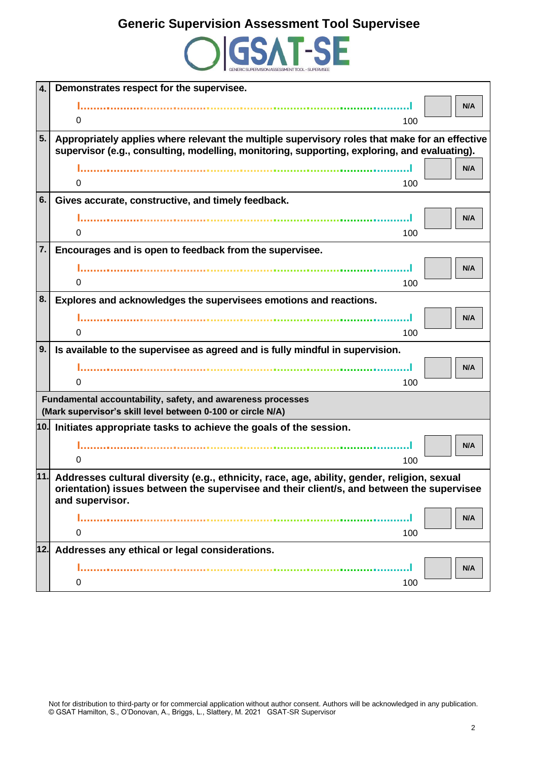# Generic Supervision Assessment Tool Supervisee

GSAT-SE

GENERIC SUPERVISION ASSESSMENT TOOL - SUPERVISEE

| # | Item | | |
|---|---|---|---|
| 4. | **Demonstrates respect for the supervisee.** 0 ........................................ 100 | | N/A |
| 5. | **Appropriately applies where relevant the multiple supervisory roles that make for an effective supervisor (e.g., consulting, modelling, monitoring, supporting, exploring, and evaluating).** 0 ........................................ 100 | | N/A |
| 6. | **Gives accurate, constructive, and timely feedback.** 0 ........................................ 100 | | N/A |
| 7. | **Encourages and is open to feedback from the supervisee.** 0 ........................................ 100 | | N/A |
| 8. | **Explores and acknowledges the supervisees emotions and reactions.** 0 ........................................ 100 | | N/A |
| 9. | **Is available to the supervisee as agreed and is fully mindful in supervision.** 0 ........................................ 100 | | N/A |
| | **Fundamental accountability, safety, and awareness processes (Mark supervisor's skill level between 0-100 or circle N/A)** | | |
| 10. | **Initiates appropriate tasks to achieve the goals of the session.** 0 ........................................ 100 | | N/A |
| 11. | **Addresses cultural diversity (e.g., ethnicity, race, age, ability, gender, religion, sexual orientation) issues between the supervisee and their client/s, and between the supervisee and supervisor.** 0 ........................................ 100 | | N/A |
| 12. | **Addresses any ethical or legal considerations.** 0 ........................................ 100 | | N/A |

Not for distribution to third-party or for commercial application without author consent. Authors will be acknowledged in any publication.
© GSAT Hamilton, S., O'Donovan, A., Briggs, L., Slattery, M. 2021 GSAT-SR Supervisor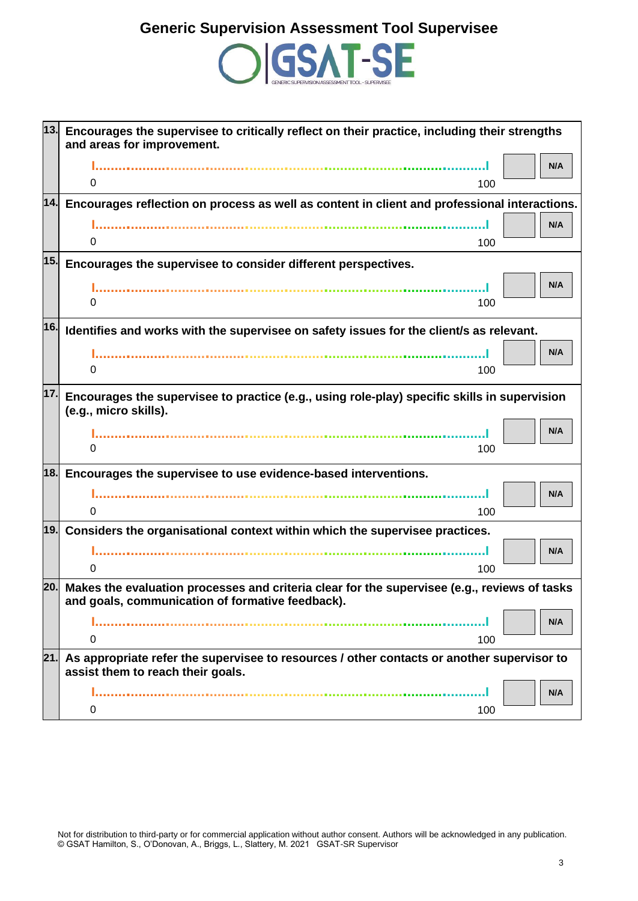# Generic Supervision Assessment Tool Supervisee

GSAT-SE

GENERIC SUPERVISION ASSESSMENT TOOL - SUPERVISEE

**13.** **Encourages the supervisee to critically reflect on their practice, including their strengths and areas for improvement.**

0 ........................................ 100 N/A

**14.** **Encourages reflection on process as well as content in client and professional interactions.**

0 ........................................ 100 N/A

**15.** **Encourages the supervisee to consider different perspectives.**

0 ........................................ 100 N/A

**16.** **Identifies and works with the supervisee on safety issues for the client/s as relevant.**

0 ........................................ 100 N/A

**17.** **Encourages the supervisee to practice (e.g., using role-play) specific skills in supervision (e.g., micro skills).**

0 ........................................ 100 N/A

**18.** **Encourages the supervisee to use evidence-based interventions.**

0 ........................................ 100 N/A

**19.** **Considers the organisational context within which the supervisee practices.**

0 ........................................ 100 N/A

**20.** **Makes the evaluation processes and criteria clear for the supervisee (e.g., reviews of tasks and goals, communication of formative feedback).**

0 ........................................ 100 N/A

**21.** **As appropriate refer the supervisee to resources / other contacts or another supervisor to assist them to reach their goals.**

0 ........................................ 100 N/A

Not for distribution to third-party or for commercial application without author consent. Authors will be acknowledged in any publication.
© GSAT Hamilton, S., O'Donovan, A., Briggs, L., Slattery, M. 2021 GSAT-SR Supervisor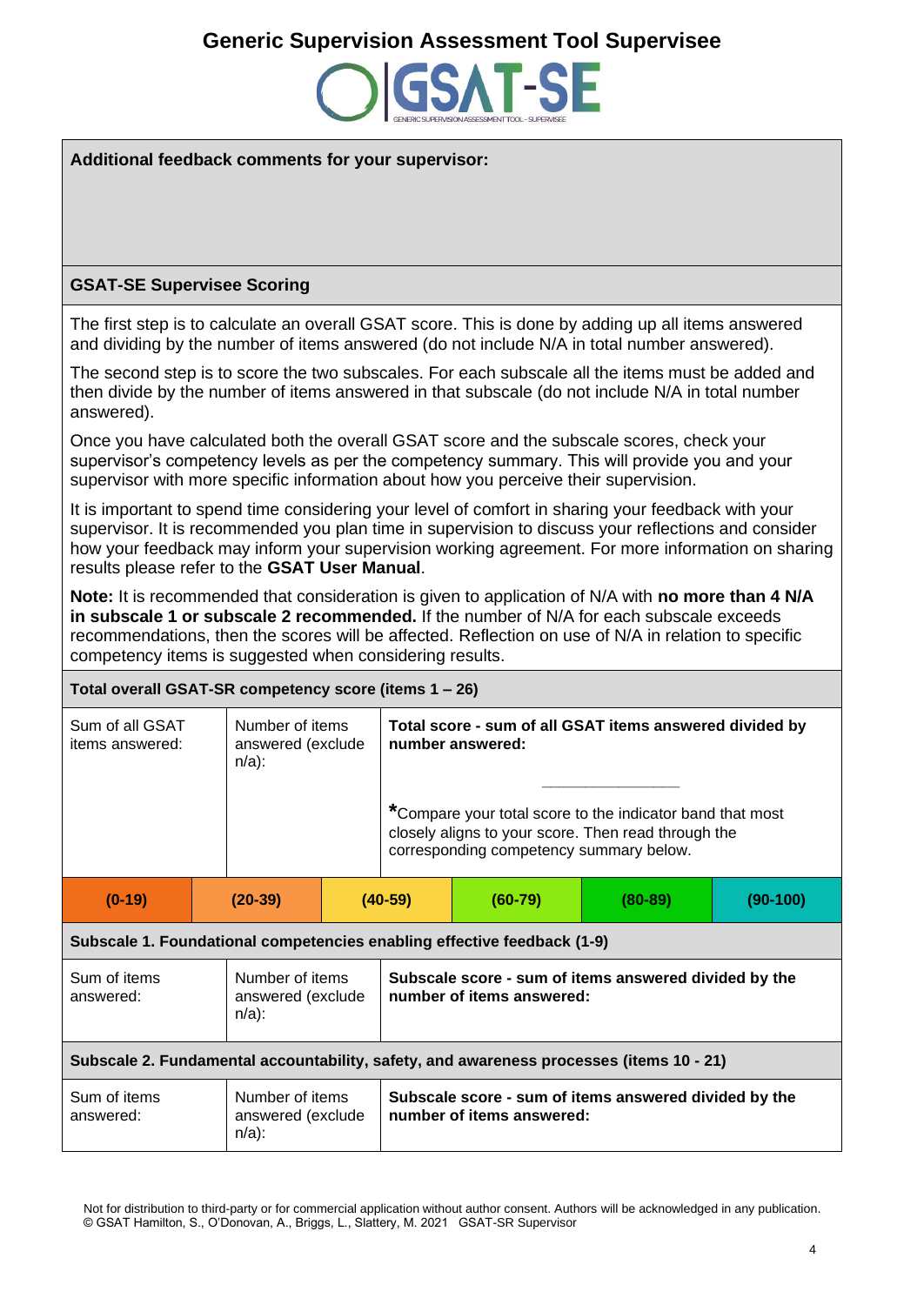# Generic Supervision Assessment Tool Supervisee

GSAT-SE

GENERIC SUPERVISION ASSESSMENT TOOL - SUPERVISEE

**Additional feedback comments for your supervisor:**

## GSAT-SE Supervisee Scoring

The first step is to calculate an overall GSAT score. This is done by adding up all items answered and dividing by the number of items answered (do not include N/A in total number answered).

The second step is to score the two subscales. For each subscale all the items must be added and then divide by the number of items answered in that subscale (do not include N/A in total number answered).

Once you have calculated both the overall GSAT score and the subscale scores, check your supervisor's competency levels as per the competency summary. This will provide you and your supervisor with more specific information about how you perceive their supervision.

It is important to spend time considering your level of comfort in sharing your feedback with your supervisor. It is recommended you plan time in supervision to discuss your reflections and consider how your feedback may inform your supervision working agreement. For more information on sharing results please refer to the **GSAT User Manual**.

**Note:** It is recommended that consideration is given to application of N/A with **no more than 4 N/A in subscale 1 or subscale 2 recommended.** If the number of N/A for each subscale exceeds recommendations, then the scores will be affected. Reflection on use of N/A in relation to specific competency items is suggested when considering results.

**Total overall GSAT-SR competency score (items 1 – 26)**

| Sum of all GSAT items answered: | Number of items answered (exclude n/a): | **Total score - sum of all GSAT items answered divided by number answered:** ______________ *Compare your total score to the indicator band that most closely aligns to your score. Then read through the corresponding competency summary below. |
|---|---|---|
| | | |

| **(0-19)** | **(20-39)** | **(40-59)** | **(60-79)** | **(80-89)** | **(90-100)** |
|---|---|---|---|---|---|

**Subscale 1. Foundational competencies enabling effective feedback (1-9)**

| Sum of items answered: | Number of items answered (exclude n/a): | **Subscale score - sum of items answered divided by the number of items answered:** |
|---|---|---|
| | | |

**Subscale 2. Fundamental accountability, safety, and awareness processes (items 10 - 21)**

| Sum of items answered: | Number of items answered (exclude n/a): | **Subscale score - sum of items answered divided by the number of items answered:** |
|---|---|---|
| | | |

Not for distribution to third-party or for commercial application without author consent. Authors will be acknowledged in any publication.
© GSAT Hamilton, S., O'Donovan, A., Briggs, L., Slattery, M. 2021 GSAT-SR Supervisor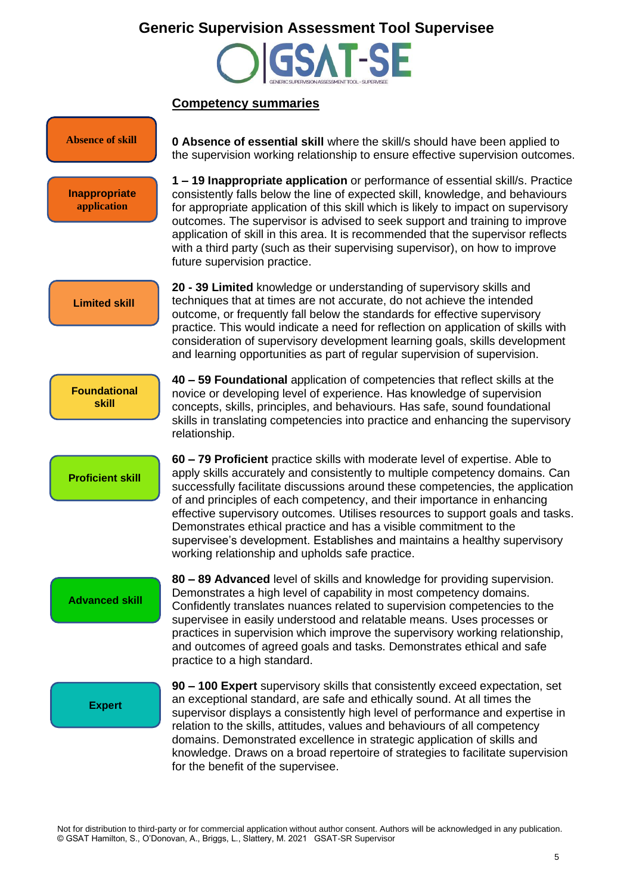# Generic Supervision Assessment Tool Supervisee

GSAT-SE

GENERIC SUPERVISION ASSESSMENT TOOL - SUPERVISEE

## Competency summaries

| | |
|---|---|
| **Absence of skill** | **0 Absence of essential skill** where the skill/s should have been applied to the supervision working relationship to ensure effective supervision outcomes. |
| **Inappropriate application** | **1 – 19 Inappropriate application** or performance of essential skill/s. Practice consistently falls below the line of expected skill, knowledge, and behaviours for appropriate application of this skill which is likely to impact on supervisory outcomes. The supervisor is advised to seek support and training to improve application of skill in this area. It is recommended that the supervisor reflects with a third party (such as their supervising supervisor), on how to improve future supervision practice. |
| **Limited skill** | **20 - 39 Limited** knowledge or understanding of supervisory skills and techniques that at times are not accurate, do not achieve the intended outcome, or frequently fall below the standards for effective supervisory practice. This would indicate a need for reflection on application of skills with consideration of supervisory development learning goals, skills development and learning opportunities as part of regular supervision of supervision. |
| **Foundational skill** | **40 – 59 Foundational** application of competencies that reflect skills at the novice or developing level of experience. Has knowledge of supervision concepts, skills, principles, and behaviours. Has safe, sound foundational skills in translating competencies into practice and enhancing the supervisory relationship. |
| **Proficient skill** | **60 – 79 Proficient** practice skills with moderate level of expertise. Able to apply skills accurately and consistently to multiple competency domains. Can successfully facilitate discussions around these competencies, the application of and principles of each competency, and their importance in enhancing effective supervisory outcomes. Utilises resources to support goals and tasks. Demonstrates ethical practice and has a visible commitment to the supervisee's development. Establishes and maintains a healthy supervisory working relationship and upholds safe practice. |
| **Advanced skill** | **80 – 89 Advanced** level of skills and knowledge for providing supervision. Demonstrates a high level of capability in most competency domains. Confidently translates nuances related to supervision competencies to the supervisee in easily understood and relatable means. Uses processes or practices in supervision which improve the supervisory working relationship, and outcomes of agreed goals and tasks. Demonstrates ethical and safe practice to a high standard. |
| **Expert** | **90 – 100 Expert** supervisory skills that consistently exceed expectation, set an exceptional standard, are safe and ethically sound. At all times the supervisor displays a consistently high level of performance and expertise in relation to the skills, attitudes, values and behaviours of all competency domains. Demonstrated excellence in strategic application of skills and knowledge. Draws on a broad repertoire of strategies to facilitate supervision for the benefit of the supervisee. |

Not for distribution to third-party or for commercial application without author consent. Authors will be acknowledged in any publication.
© GSAT Hamilton, S., O'Donovan, A., Briggs, L., Slattery, M. 2021 GSAT-SR Supervisor